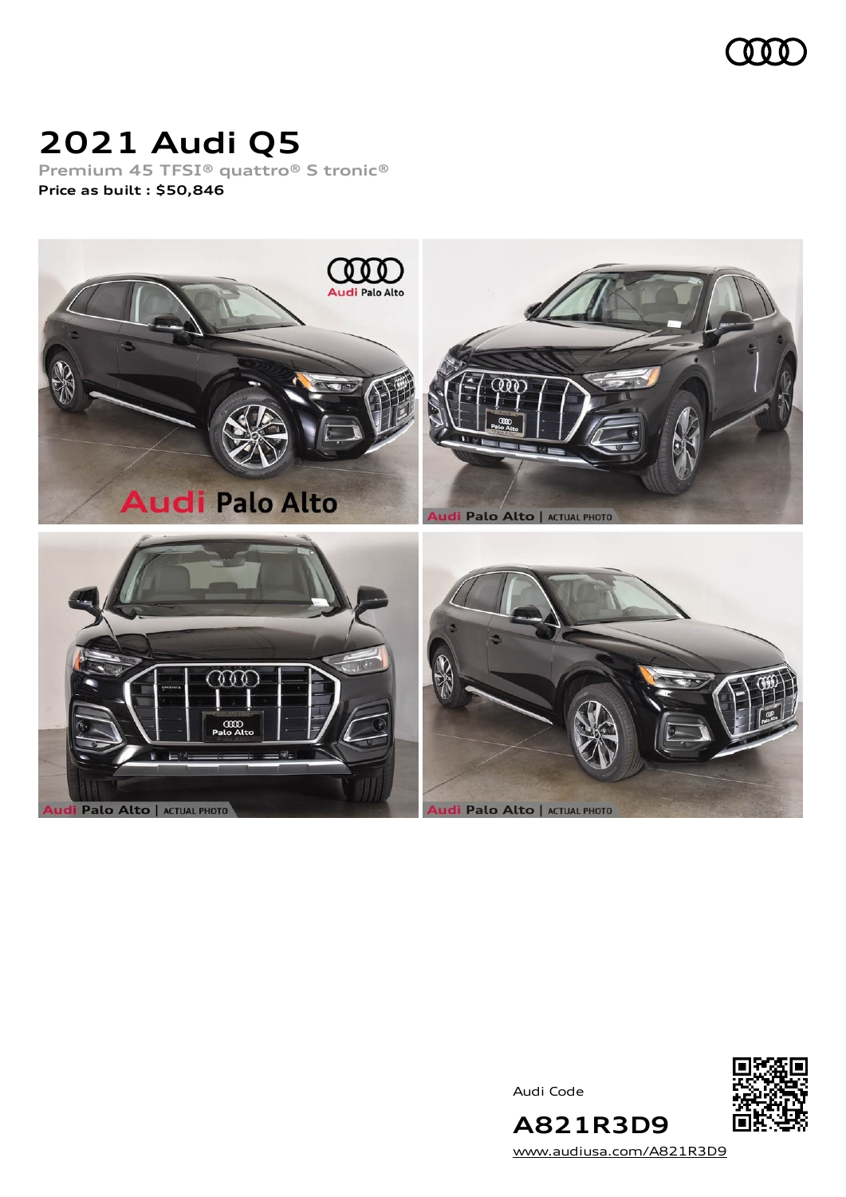# 2021 Audi Q5

Premium 45 TFSI® quattro® S tronic®

**Price as built : $50,846**

Audi Code

**A821R3D9**

www.audiusa.com/A821R3D9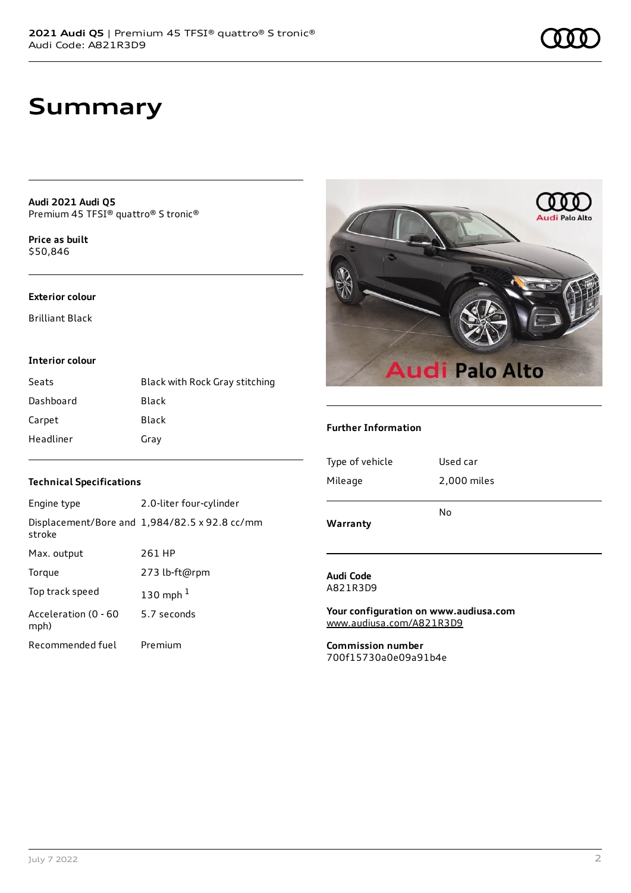# Summary

**Audi 2021 Audi Q5**
Premium 45 TFSI® quattro® S tronic®

**Price as built**
$50,846

### Exterior colour

Brilliant Black

### Interior colour

| | |
|---|---|
| Seats | Black with Rock Gray stitching |
| Dashboard | Black |
| Carpet | Black |
| Headliner | Gray |

### Technical Specifications

| | |
|---|---|
| Engine type | 2.0-liter four-cylinder |
| Displacement/Bore and stroke | 1,984/82.5 x 92.8 cc/mm |
| Max. output | 261 HP |
| Torque | 273 lb-ft@rpm |
| Top track speed | 130 mph [1] |
| Acceleration (0 - 60 mph) | 5.7 seconds |
| Recommended fuel | Premium |

### Further Information

| | |
|---|---|
| Type of vehicle | Used car |
| Mileage | 2,000 miles |
| **Warranty** | No |

**Audi Code**
A821R3D9

**Your configuration on www.audiusa.com**
www.audiusa.com/A821R3D9

**Commission number**
700f15730a0e09a91b4e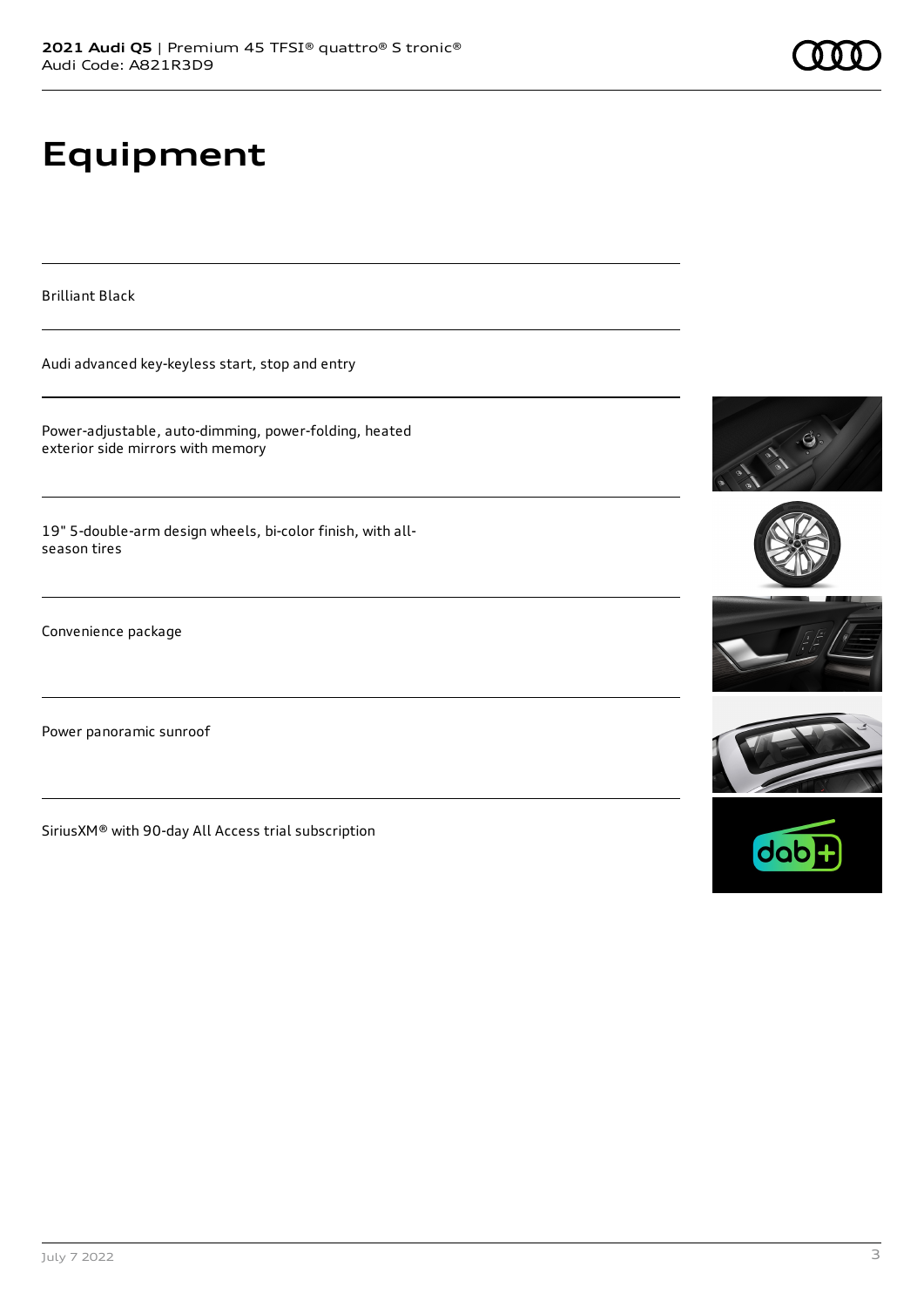# Equipment

Brilliant Black

Audi advanced key-keyless start, stop and entry

Power-adjustable, auto-dimming, power-folding, heated exterior side mirrors with memory

19" 5-double-arm design wheels, bi-color finish, with all-season tires

Convenience package

Power panoramic sunroof

SiriusXM® with 90-day All Access trial subscription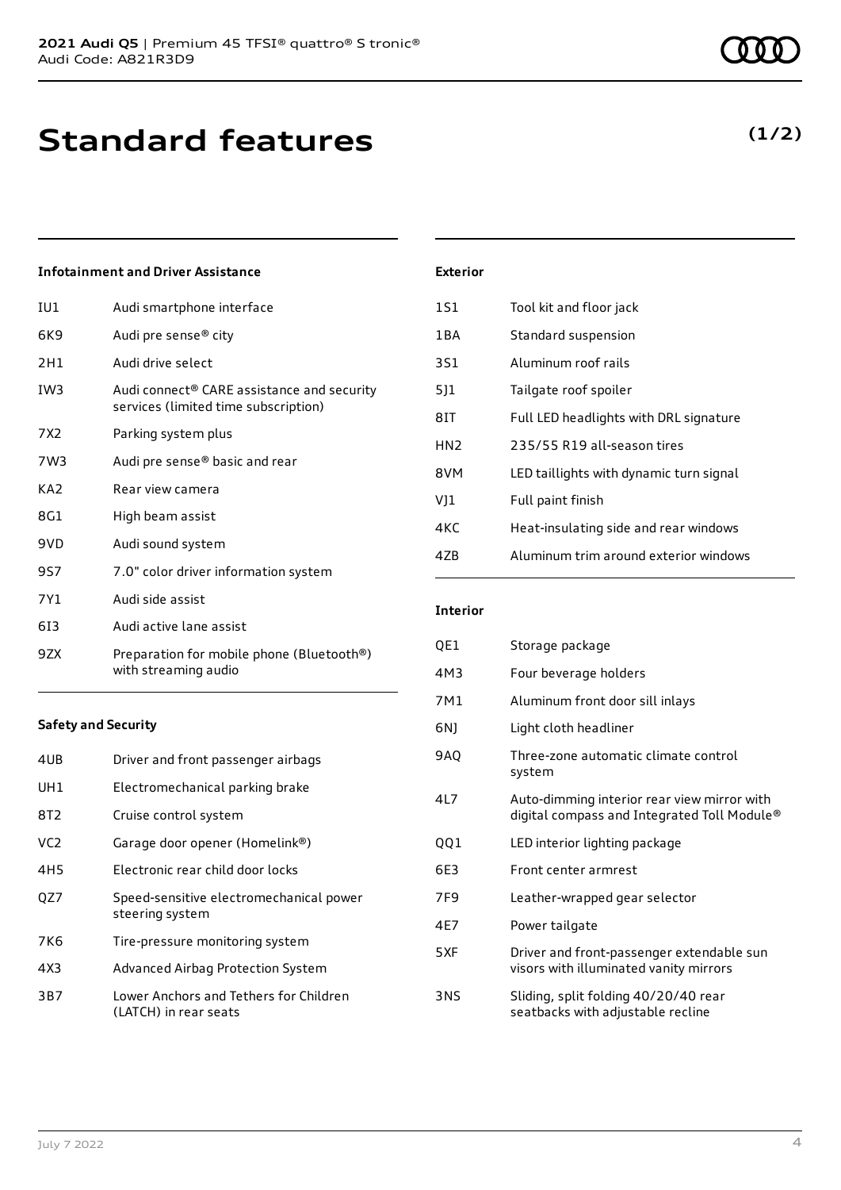# Standard features

**(1/2)**

### Infotainment and Driver Assistance

| | |
|---|---|
| IU1 | Audi smartphone interface |
| 6K9 | Audi pre sense® city |
| 2H1 | Audi drive select |
| IW3 | Audi connect® CARE assistance and security services (limited time subscription) |
| 7X2 | Parking system plus |
| 7W3 | Audi pre sense® basic and rear |
| KA2 | Rear view camera |
| 8G1 | High beam assist |
| 9VD | Audi sound system |
| 9S7 | 7.0" color driver information system |
| 7Y1 | Audi side assist |
| 6I3 | Audi active lane assist |
| 9ZX | Preparation for mobile phone (Bluetooth®) with streaming audio |

### Safety and Security

| | |
|---|---|
| 4UB | Driver and front passenger airbags |
| UH1 | Electromechanical parking brake |
| 8T2 | Cruise control system |
| VC2 | Garage door opener (Homelink®) |
| 4H5 | Electronic rear child door locks |
| QZ7 | Speed-sensitive electromechanical power steering system |
| 7K6 | Tire-pressure monitoring system |
| 4X3 | Advanced Airbag Protection System |
| 3B7 | Lower Anchors and Tethers for Children (LATCH) in rear seats |

### Exterior

| | |
|---|---|
| 1S1 | Tool kit and floor jack |
| 1BA | Standard suspension |
| 3S1 | Aluminum roof rails |
| 5J1 | Tailgate roof spoiler |
| 8IT | Full LED headlights with DRL signature |
| HN2 | 235/55 R19 all-season tires |
| 8VM | LED taillights with dynamic turn signal |
| VJ1 | Full paint finish |
| 4KC | Heat-insulating side and rear windows |
| 4ZB | Aluminum trim around exterior windows |

### Interior

| | |
|---|---|
| QE1 | Storage package |
| 4M3 | Four beverage holders |
| 7M1 | Aluminum front door sill inlays |
| 6NJ | Light cloth headliner |
| 9AQ | Three-zone automatic climate control system |
| 4L7 | Auto-dimming interior rear view mirror with digital compass and Integrated Toll Module® |
| QQ1 | LED interior lighting package |
| 6E3 | Front center armrest |
| 7F9 | Leather-wrapped gear selector |
| 4E7 | Power tailgate |
| 5XF | Driver and front-passenger extendable sun visors with illuminated vanity mirrors |
| 3NS | Sliding, split folding 40/20/40 rear seatbacks with adjustable recline |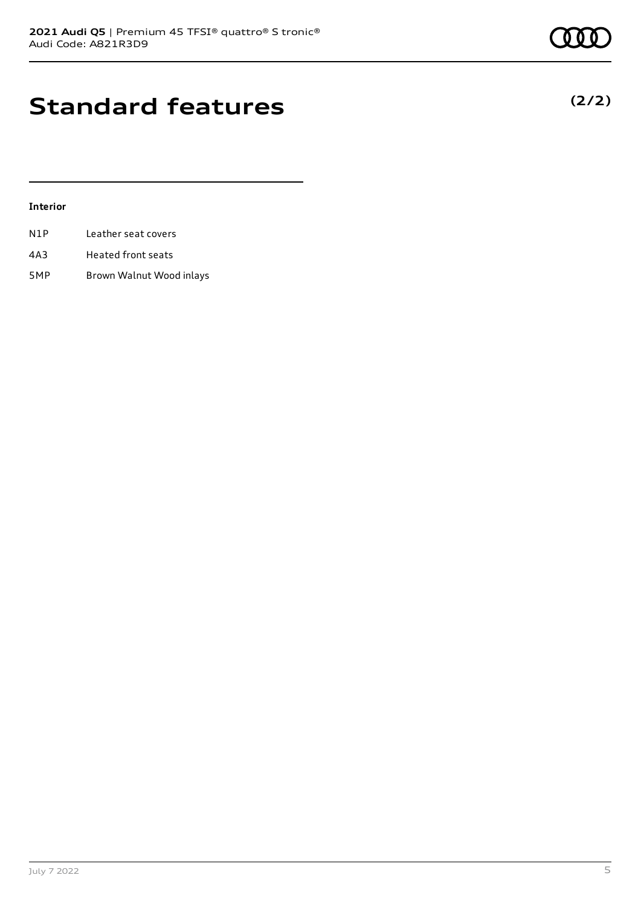# Standard features

**(2/2)**

### Interior

| | |
|---|---|
| N1P | Leather seat covers |
| 4A3 | Heated front seats |
| 5MP | Brown Walnut Wood inlays |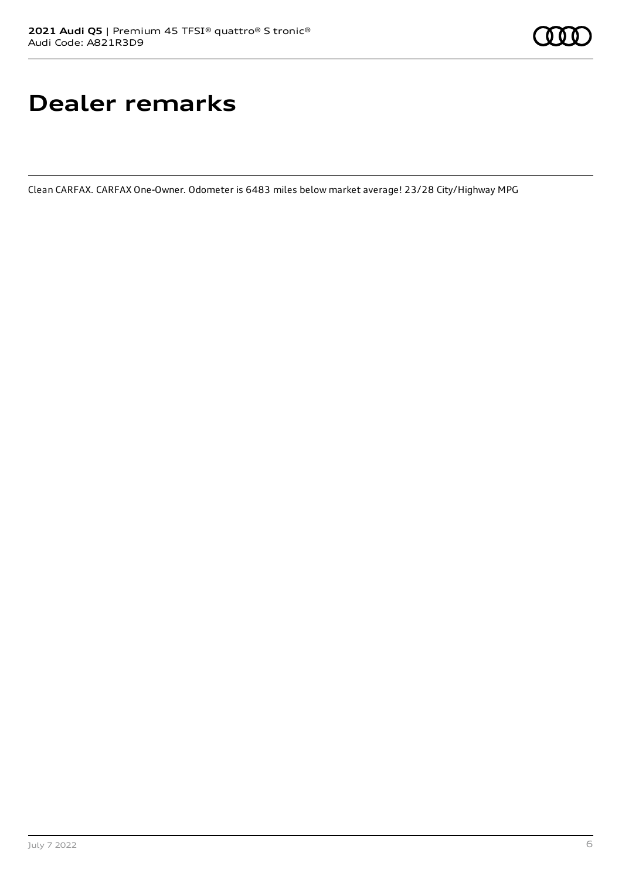# Dealer remarks

Clean CARFAX. CARFAX One-Owner. Odometer is 6483 miles below market average! 23/28 City/Highway MPG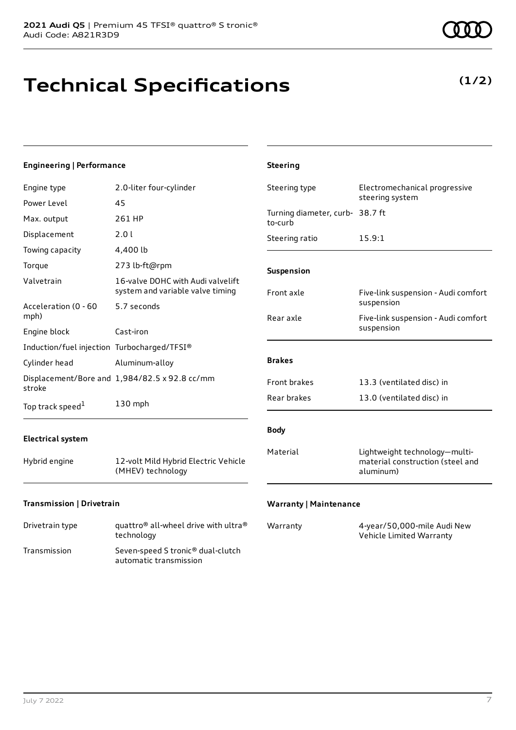# Technical Specifications

**(1/2)**

### Engineering | Performance

| | |
|---|---|
| Engine type | 2.0-liter four-cylinder |
| Power Level | 45 |
| Max. output | 261 HP |
| Displacement | 2.0 l |
| Towing capacity | 4,400 lb |
| Torque | 273 lb-ft@rpm |
| Valvetrain | 16-valve DOHC with Audi valvelift system and variable valve timing |
| Acceleration (0 - 60 mph) | 5.7 seconds |
| Engine block | Cast-iron |
| Induction/fuel injection | Turbocharged/TFSI® |
| Cylinder head | Aluminum-alloy |
| Displacement/Bore and stroke | 1,984/82.5 x 92.8 cc/mm |
| Top track speed[1] | 130 mph |

### Electrical system

| | |
|---|---|
| Hybrid engine | 12-volt Mild Hybrid Electric Vehicle (MHEV) technology |

### Transmission | Drivetrain

| | |
|---|---|
| Drivetrain type | quattro® all-wheel drive with ultra® technology |
| Transmission | Seven-speed S tronic® dual-clutch automatic transmission |

### Steering

| | |
|---|---|
| Steering type | Electromechanical progressive steering system |
| Turning diameter, curb-to-curb | 38.7 ft |
| Steering ratio | 15.9:1 |

### Suspension

| | |
|---|---|
| Front axle | Five-link suspension - Audi comfort suspension |
| Rear axle | Five-link suspension - Audi comfort suspension |

### Brakes

| | |
|---|---|
| Front brakes | 13.3 (ventilated disc) in |
| Rear brakes | 13.0 (ventilated disc) in |

### Body

| | |
|---|---|
| Material | Lightweight technology—multi-material construction (steel and aluminum) |

### Warranty | Maintenance

| | |
|---|---|
| Warranty | 4-year/50,000-mile Audi New Vehicle Limited Warranty |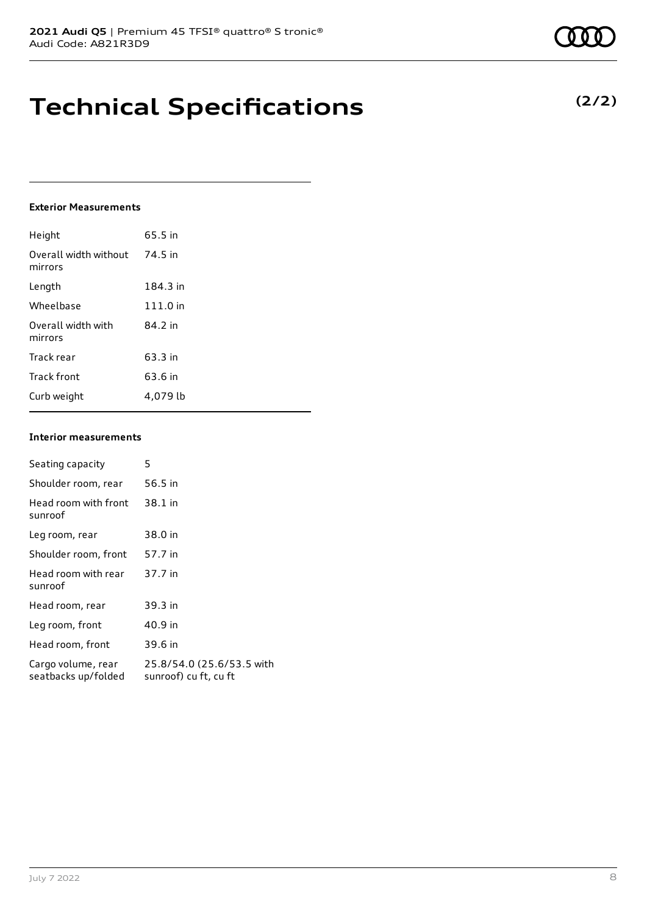# Technical Specifications

**(2/2)**

### Exterior Measurements

| | |
|---|---|
| Height | 65.5 in |
| Overall width without mirrors | 74.5 in |
| Length | 184.3 in |
| Wheelbase | 111.0 in |
| Overall width with mirrors | 84.2 in |
| Track rear | 63.3 in |
| Track front | 63.6 in |
| Curb weight | 4,079 lb |

### Interior measurements

| | |
|---|---|
| Seating capacity | 5 |
| Shoulder room, rear | 56.5 in |
| Head room with front sunroof | 38.1 in |
| Leg room, rear | 38.0 in |
| Shoulder room, front | 57.7 in |
| Head room with rear sunroof | 37.7 in |
| Head room, rear | 39.3 in |
| Leg room, front | 40.9 in |
| Head room, front | 39.6 in |
| Cargo volume, rear seatbacks up/folded | 25.8/54.0 (25.6/53.5 with sunroof) cu ft, cu ft |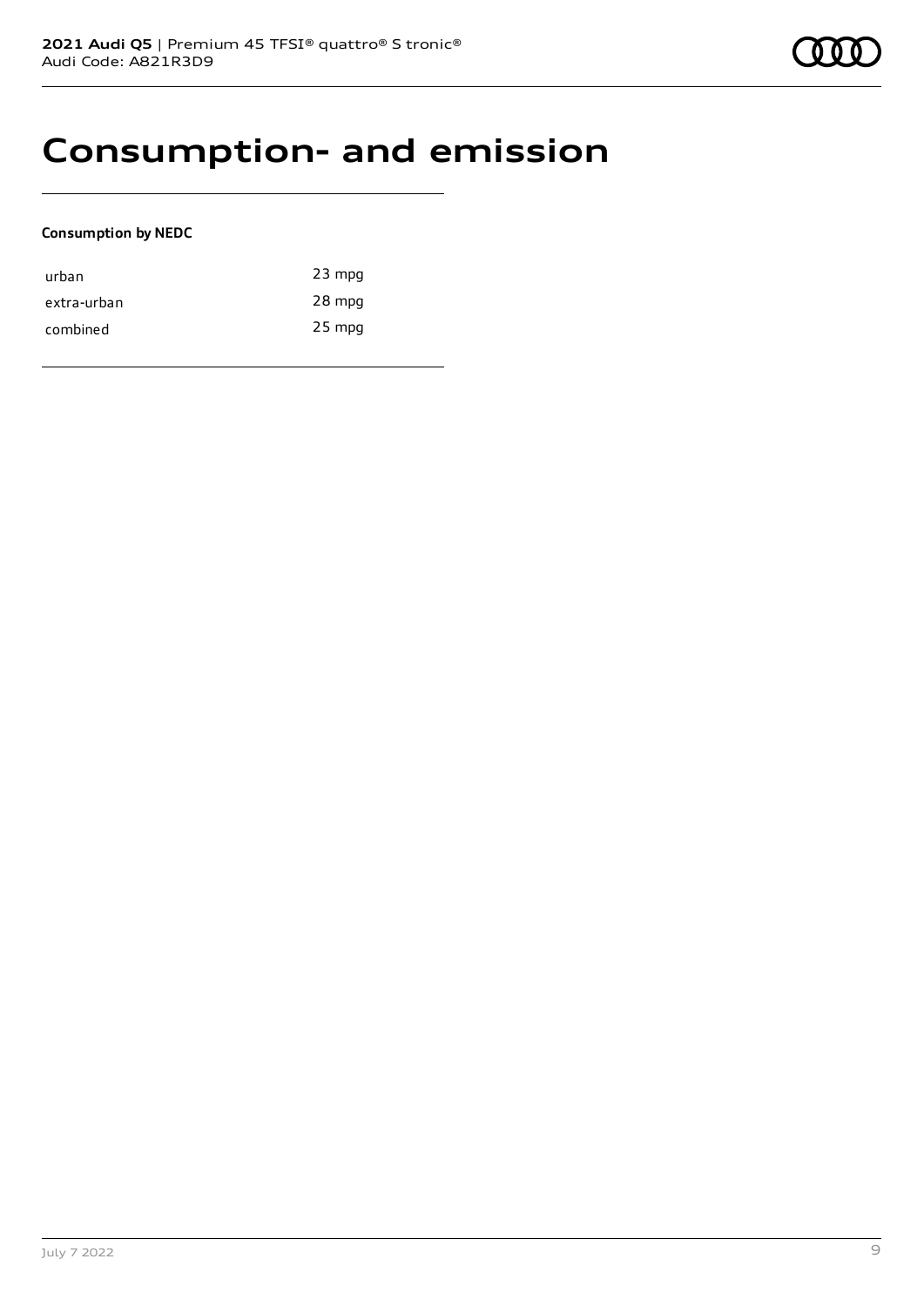# Consumption- and emission

**Consumption by NEDC**

| | |
|---|---|
| urban | 23 mpg |
| extra-urban | 28 mpg |
| combined | 25 mpg |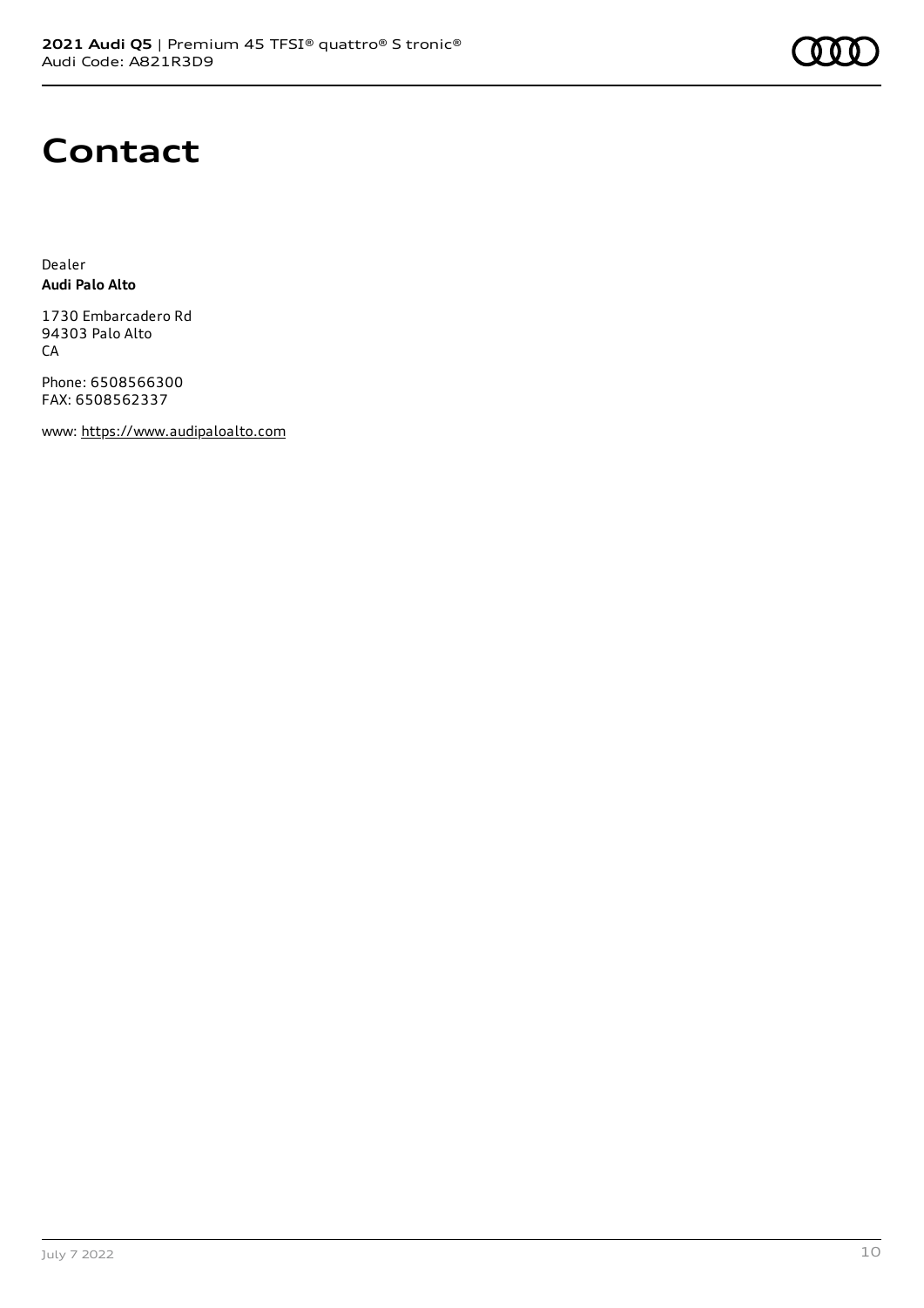# Contact

Dealer
**Audi Palo Alto**

1730 Embarcadero Rd
94303 Palo Alto
CA

Phone: 6508566300
FAX: 6508562337

www: https://www.audipaloalto.com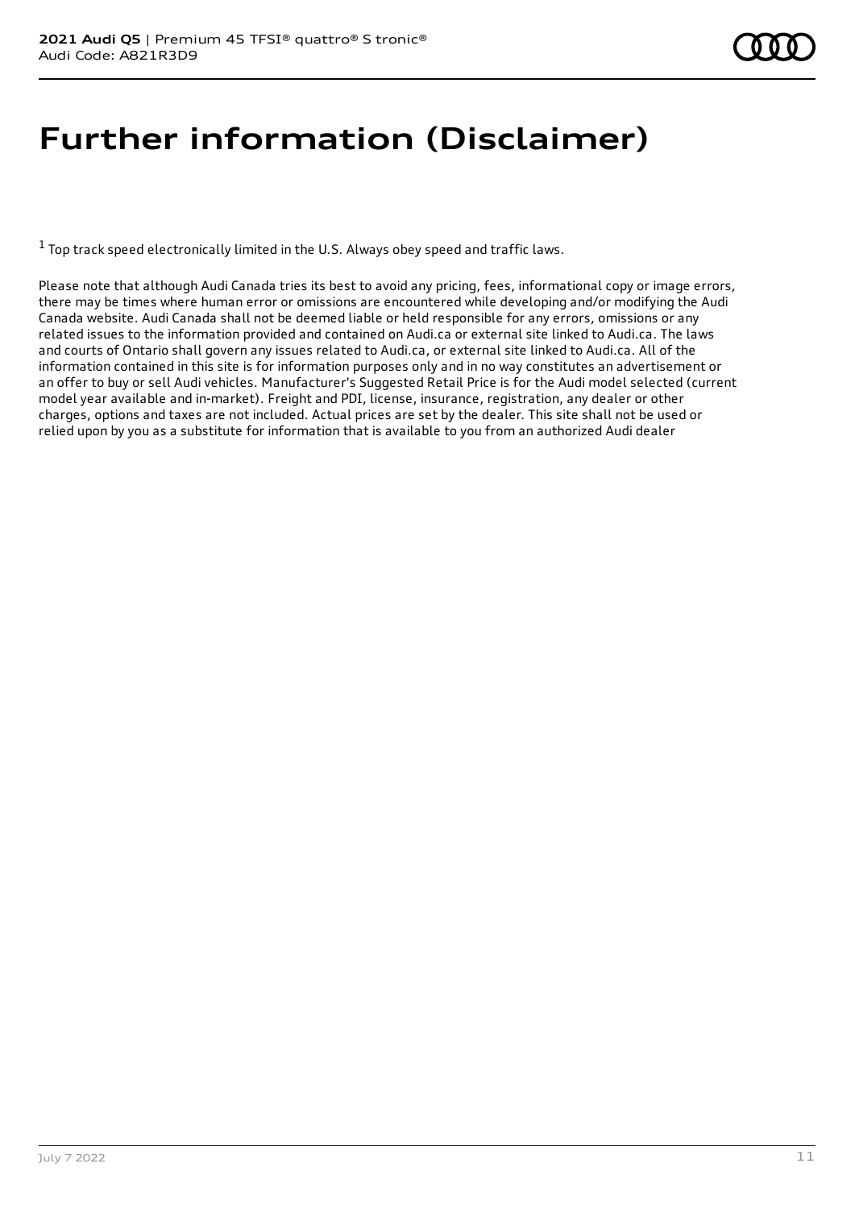# Further information (Disclaimer)

[1] Top track speed electronically limited in the U.S. Always obey speed and traffic laws.

Please note that although Audi Canada tries its best to avoid any pricing, fees, informational copy or image errors, there may be times where human error or omissions are encountered while developing and/or modifying the Audi Canada website. Audi Canada shall not be deemed liable or held responsible for any errors, omissions or any related issues to the information provided and contained on Audi.ca or external site linked to Audi.ca. The laws and courts of Ontario shall govern any issues related to Audi.ca, or external site linked to Audi.ca. All of the information contained in this site is for information purposes only and in no way constitutes an advertisement or an offer to buy or sell Audi vehicles. Manufacturer's Suggested Retail Price is for the Audi model selected (current model year available and in-market). Freight and PDI, license, insurance, registration, any dealer or other charges, options and taxes are not included. Actual prices are set by the dealer. This site shall not be used or relied upon by you as a substitute for information that is available to you from an authorized Audi dealer